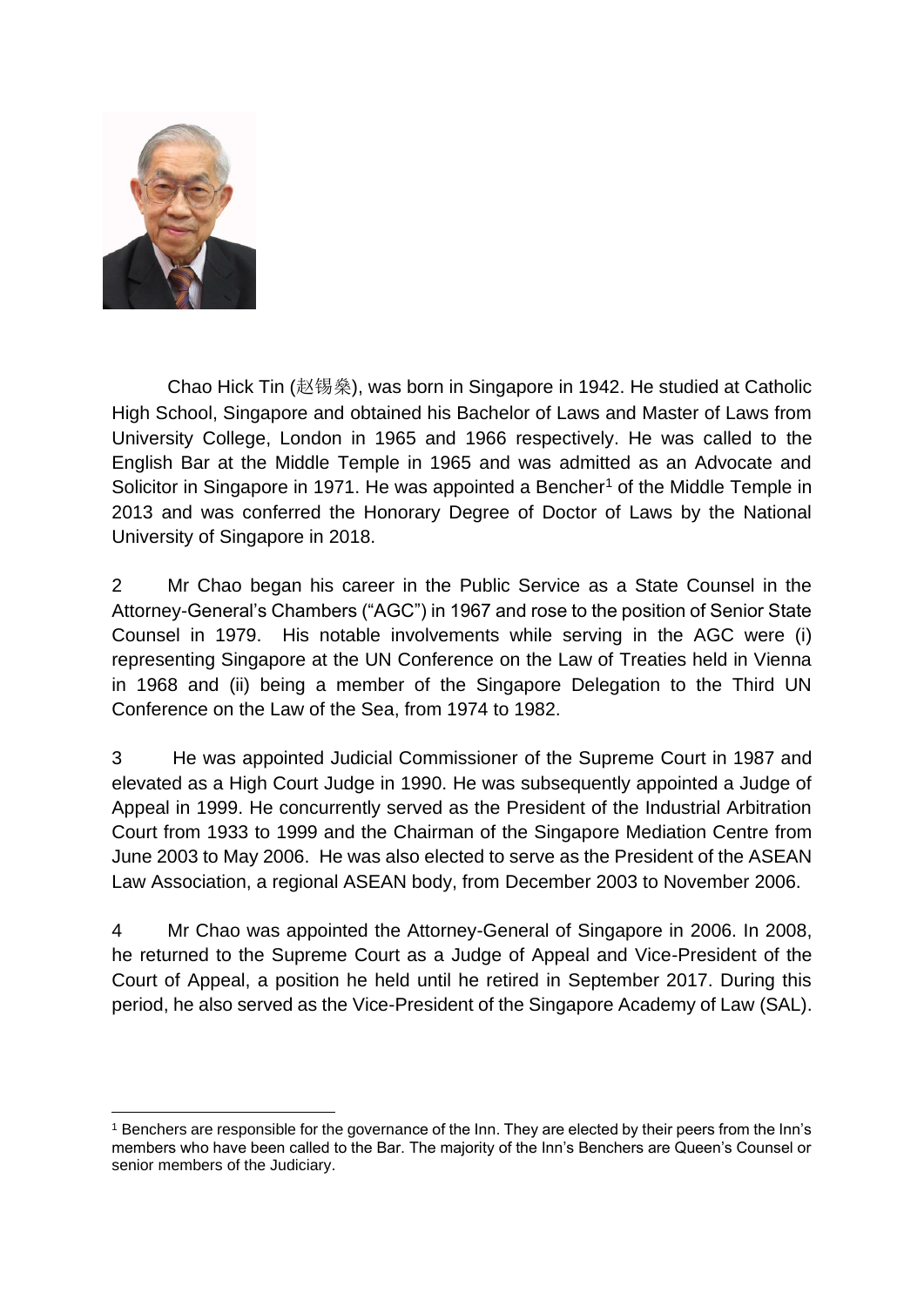Chao Hick Tin (赵锡燊), was born in Singapore in 1942. He studied at Catholic High School, Singapore and obtained his Bachelor of Laws and Master of Laws from University College, London in 1965 and 1966 respectively. He was called to the English Bar at the Middle Temple in 1965 and was admitted as an Advocate and Solicitor in Singapore in 1971. He was appointed a Bencher[1] of the Middle Temple in 2013 and was conferred the Honorary Degree of Doctor of Laws by the National University of Singapore in 2018.

2 Mr Chao began his career in the Public Service as a State Counsel in the Attorney-General's Chambers ("AGC") in 1967 and rose to the position of Senior State Counsel in 1979. His notable involvements while serving in the AGC were (i) representing Singapore at the UN Conference on the Law of Treaties held in Vienna in 1968 and (ii) being a member of the Singapore Delegation to the Third UN Conference on the Law of the Sea, from 1974 to 1982.

3 He was appointed Judicial Commissioner of the Supreme Court in 1987 and elevated as a High Court Judge in 1990. He was subsequently appointed a Judge of Appeal in 1999. He concurrently served as the President of the Industrial Arbitration Court from 1933 to 1999 and the Chairman of the Singapore Mediation Centre from June 2003 to May 2006. He was also elected to serve as the President of the ASEAN Law Association, a regional ASEAN body, from December 2003 to November 2006.

4 Mr Chao was appointed the Attorney-General of Singapore in 2006. In 2008, he returned to the Supreme Court as a Judge of Appeal and Vice-President of the Court of Appeal, a position he held until he retired in September 2017. During this period, he also served as the Vice-President of the Singapore Academy of Law (SAL).

[1] Benchers are responsible for the governance of the Inn. They are elected by their peers from the Inn's members who have been called to the Bar. The majority of the Inn's Benchers are Queen's Counsel or senior members of the Judiciary.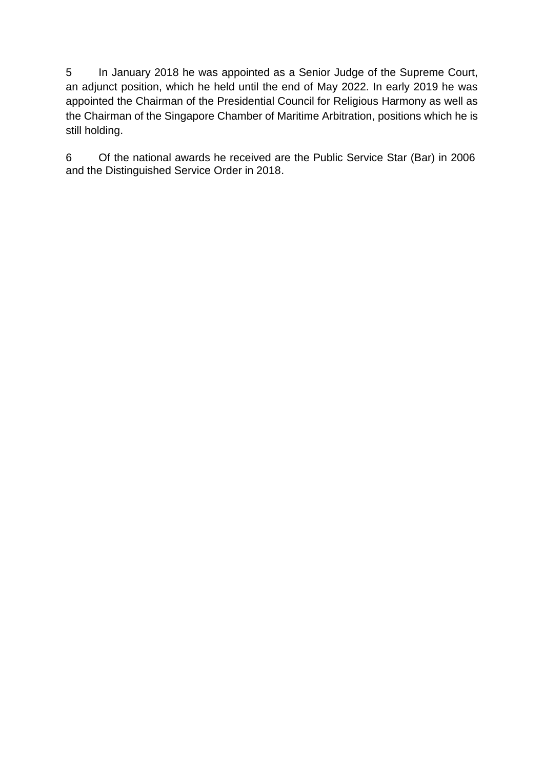5 In January 2018 he was appointed as a Senior Judge of the Supreme Court, an adjunct position, which he held until the end of May 2022. In early 2019 he was appointed the Chairman of the Presidential Council for Religious Harmony as well as the Chairman of the Singapore Chamber of Maritime Arbitration, positions which he is still holding.

6 Of the national awards he received are the Public Service Star (Bar) in 2006 and the Distinguished Service Order in 2018.